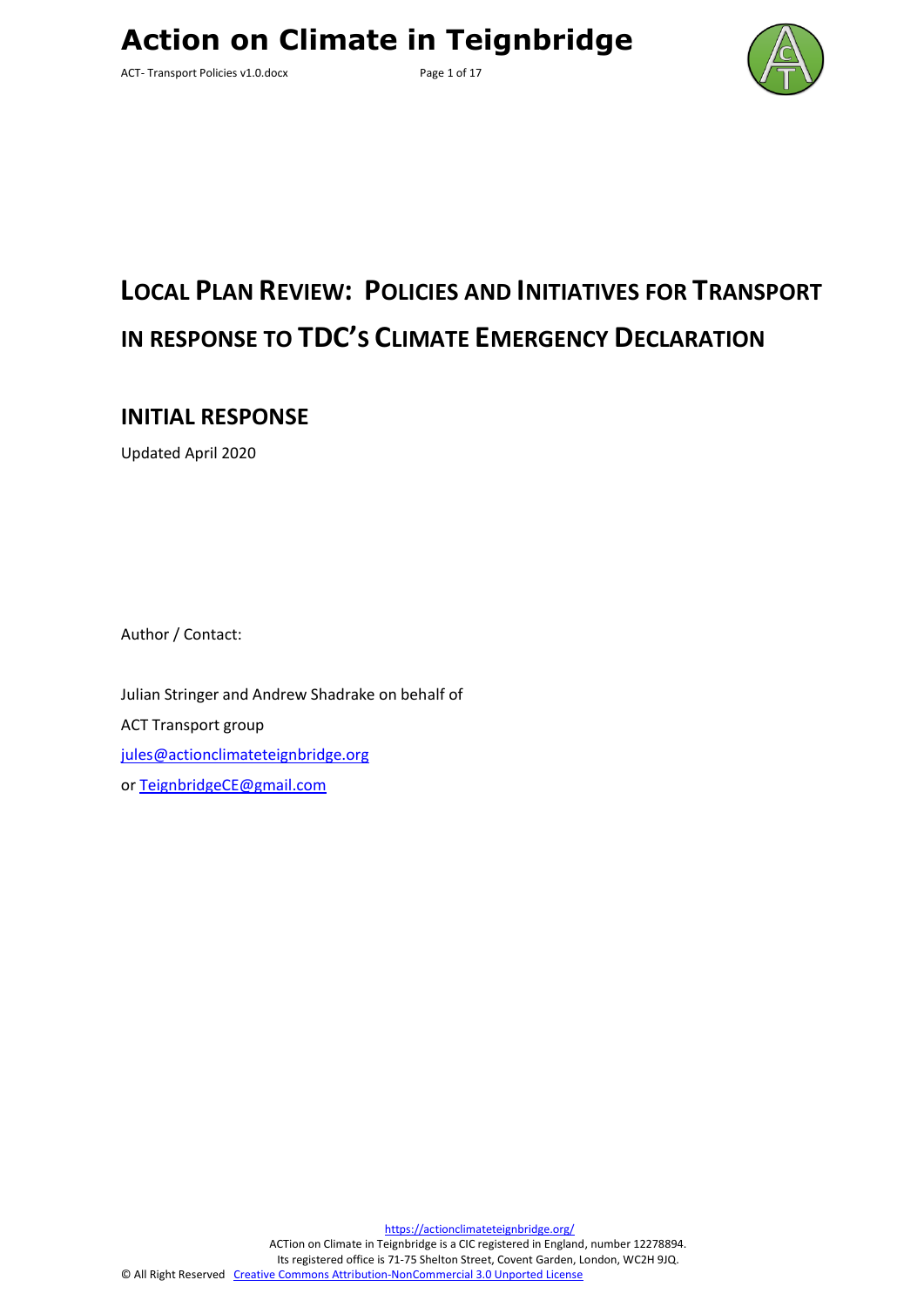# Local Plan Review: Policies and Initiatives for Transport in Response to TDC's Climate Emergency Declaration

## INITIAL RESPONSE

Updated April 2020

Author / Contact:

Julian Stringer and Andrew Shadrake on behalf of

ACT Transport group

jules@actionclimateteignbridge.org

or TeignbridgeCE@gmail.com

https://actionclimateteignbridge.org/

ACTion on Climate in Teignbridge is a CIC registered in England, number 12278894.
Its registered office is 71-75 Shelton Street, Covent Garden, London, WC2H 9JQ.

© All Right Reserved Creative Commons Attribution-NonCommercial 3.0 Unported License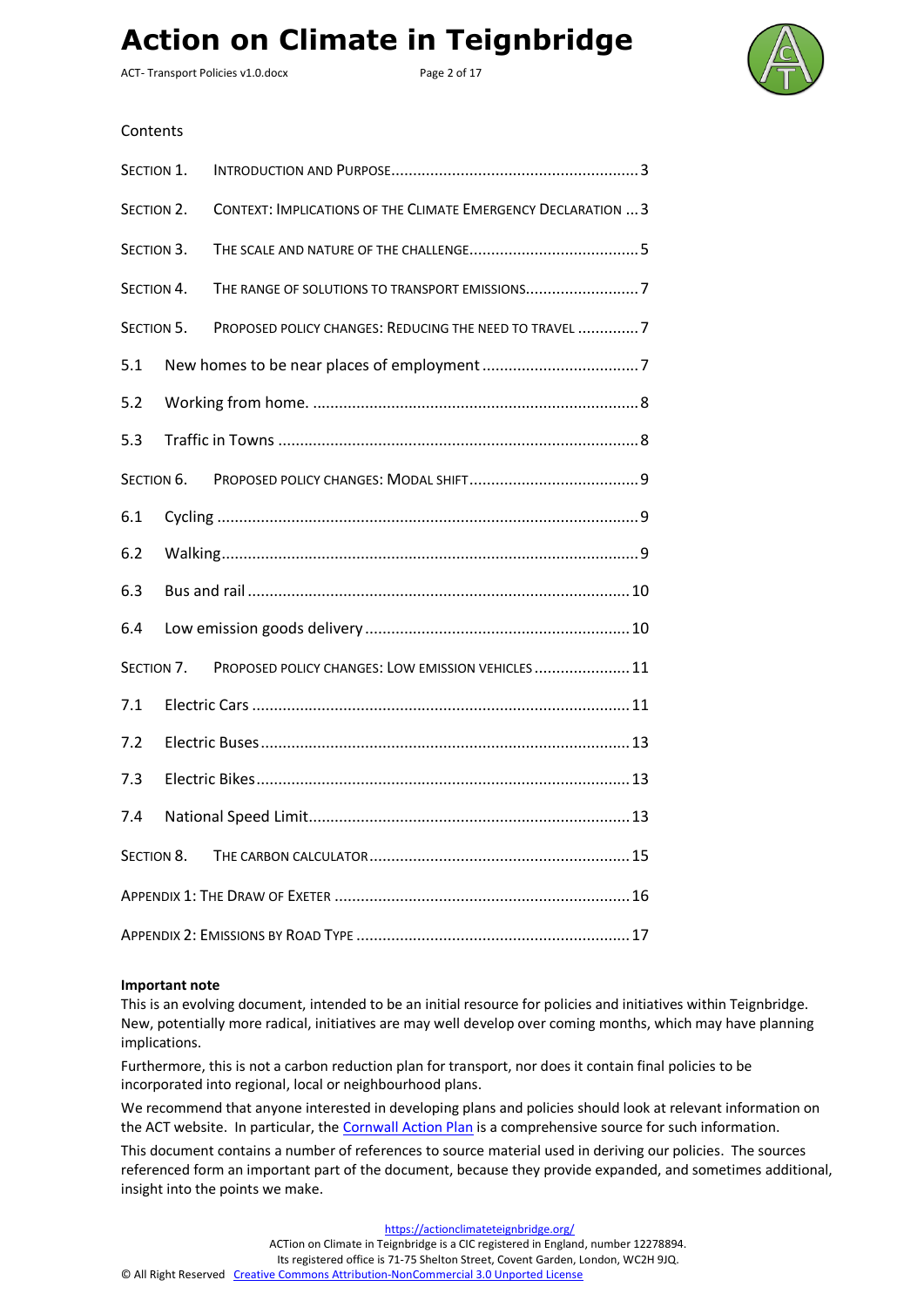Contents

| | |
|---|---|
| Section 1. Introduction and Purpose | 3 |
| Section 2. Context: Implications of the Climate Emergency Declaration | 3 |
| Section 3. The scale and nature of the challenge | 5 |
| Section 4. The range of solutions to transport emissions | 7 |
| Section 5. Proposed policy changes: Reducing the need to travel | 7 |
| 5.1 New homes to be near places of employment | 7 |
| 5.2 Working from home. | 8 |
| 5.3 Traffic in Towns | 8 |
| Section 6. Proposed policy changes: Modal shift | 9 |
| 6.1 Cycling | 9 |
| 6.2 Walking | 9 |
| 6.3 Bus and rail | 10 |
| 6.4 Low emission goods delivery | 10 |
| Section 7. Proposed policy changes: Low emission vehicles | 11 |
| 7.1 Electric Cars | 11 |
| 7.2 Electric Buses | 13 |
| 7.3 Electric Bikes | 13 |
| 7.4 National Speed Limit | 13 |
| Section 8. The carbon calculator | 15 |
| Appendix 1: The Draw of Exeter | 16 |
| Appendix 2: Emissions by Road Type | 17 |

**Important note**

This is an evolving document, intended to be an initial resource for policies and initiatives within Teignbridge. New, potentially more radical, initiatives are may well develop over coming months, which may have planning implications.

Furthermore, this is not a carbon reduction plan for transport, nor does it contain final policies to be incorporated into regional, local or neighbourhood plans.

We recommend that anyone interested in developing plans and policies should look at relevant information on the ACT website. In particular, the Cornwall Action Plan is a comprehensive source for such information.

This document contains a number of references to source material used in deriving our policies. The sources referenced form an important part of the document, because they provide expanded, and sometimes additional, insight into the points we make.

https://actionclimateteignbridge.org/
ACTion on Climate in Teignbridge is a CIC registered in England, number 12278894.
Its registered office is 71-75 Shelton Street, Covent Garden, London, WC2H 9JQ.
© All Right Reserved Creative Commons Attribution-NonCommercial 3.0 Unported License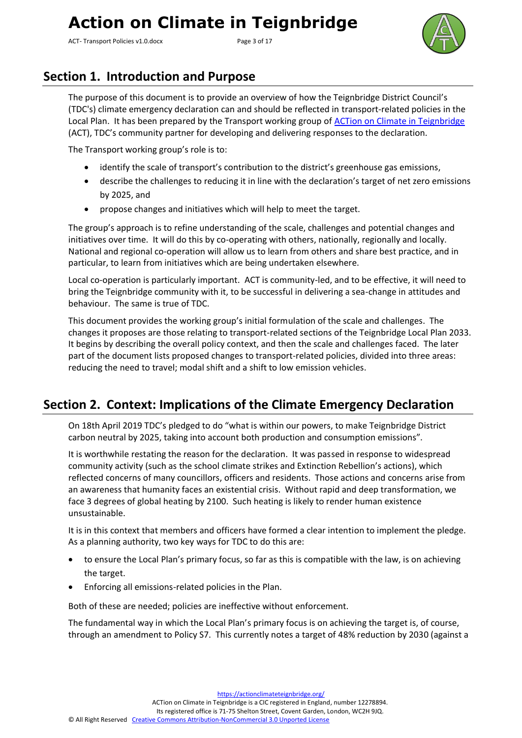## Section 1. Introduction and Purpose

The purpose of this document is to provide an overview of how the Teignbridge District Council's (TDC's) climate emergency declaration can and should be reflected in transport-related policies in the Local Plan. It has been prepared by the Transport working group of [ACTion on Climate in Teignbridge](https://actionclimateteignbridge.org/) (ACT), TDC's community partner for developing and delivering responses to the declaration.

The Transport working group's role is to:

- identify the scale of transport's contribution to the district's greenhouse gas emissions,
- describe the challenges to reducing it in line with the declaration's target of net zero emissions by 2025, and
- propose changes and initiatives which will help to meet the target.

The group's approach is to refine understanding of the scale, challenges and potential changes and initiatives over time. It will do this by co-operating with others, nationally, regionally and locally. National and regional co-operation will allow us to learn from others and share best practice, and in particular, to learn from initiatives which are being undertaken elsewhere.

Local co-operation is particularly important. ACT is community-led, and to be effective, it will need to bring the Teignbridge community with it, to be successful in delivering a sea-change in attitudes and behaviour. The same is true of TDC.

This document provides the working group's initial formulation of the scale and challenges. The changes it proposes are those relating to transport-related sections of the Teignbridge Local Plan 2033. It begins by describing the overall policy context, and then the scale and challenges faced. The later part of the document lists proposed changes to transport-related policies, divided into three areas: reducing the need to travel; modal shift and a shift to low emission vehicles.

## Section 2. Context: Implications of the Climate Emergency Declaration

On 18th April 2019 TDC's pledged to do "what is within our powers, to make Teignbridge District carbon neutral by 2025, taking into account both production and consumption emissions".

It is worthwhile restating the reason for the declaration. It was passed in response to widespread community activity (such as the school climate strikes and Extinction Rebellion's actions), which reflected concerns of many councillors, officers and residents. Those actions and concerns arise from an awareness that humanity faces an existential crisis. Without rapid and deep transformation, we face 3 degrees of global heating by 2100. Such heating is likely to render human existence unsustainable.

It is in this context that members and officers have formed a clear intention to implement the pledge. As a planning authority, two key ways for TDC to do this are:

- to ensure the Local Plan's primary focus, so far as this is compatible with the law, is on achieving the target.
- Enforcing all emissions-related policies in the Plan.

Both of these are needed; policies are ineffective without enforcement.

The fundamental way in which the Local Plan's primary focus is on achieving the target is, of course, through an amendment to Policy S7. This currently notes a target of 48% reduction by 2030 (against a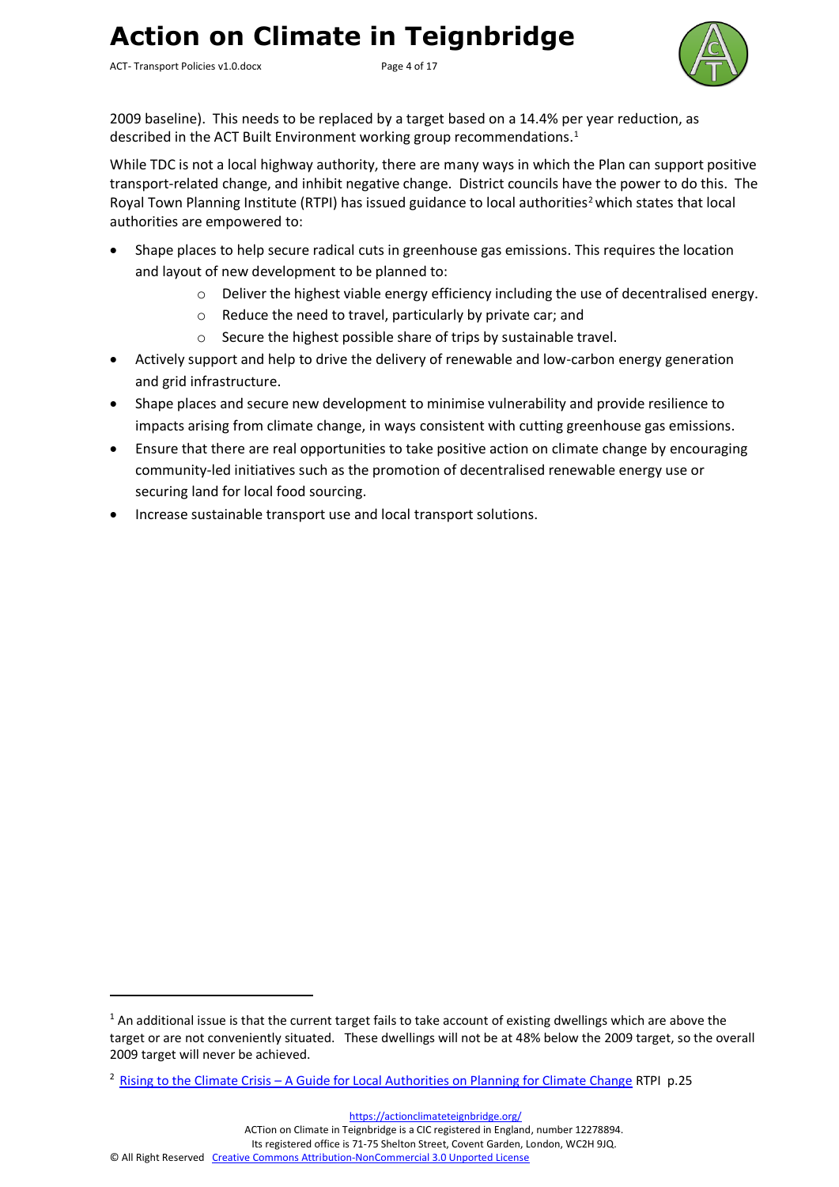2009 baseline). This needs to be replaced by a target based on a 14.4% per year reduction, as described in the ACT Built Environment working group recommendations.[1]

While TDC is not a local highway authority, there are many ways in which the Plan can support positive transport-related change, and inhibit negative change. District councils have the power to do this. The Royal Town Planning Institute (RTPI) has issued guidance to local authorities[2] which states that local authorities are empowered to:

- Shape places to help secure radical cuts in greenhouse gas emissions. This requires the location and layout of new development to be planned to:
  - Deliver the highest viable energy efficiency including the use of decentralised energy.
  - Reduce the need to travel, particularly by private car; and
  - Secure the highest possible share of trips by sustainable travel.
- Actively support and help to drive the delivery of renewable and low-carbon energy generation and grid infrastructure.
- Shape places and secure new development to minimise vulnerability and provide resilience to impacts arising from climate change, in ways consistent with cutting greenhouse gas emissions.
- Ensure that there are real opportunities to take positive action on climate change by encouraging community-led initiatives such as the promotion of decentralised renewable energy use or securing land for local food sourcing.
- Increase sustainable transport use and local transport solutions.

---

[1] An additional issue is that the current target fails to take account of existing dwellings which are above the target or are not conveniently situated. These dwellings will not be at 48% below the 2009 target, so the overall 2009 target will never be achieved.

[2] [Rising to the Climate Crisis – A Guide for Local Authorities on Planning for Climate Change](#) RTPI p.25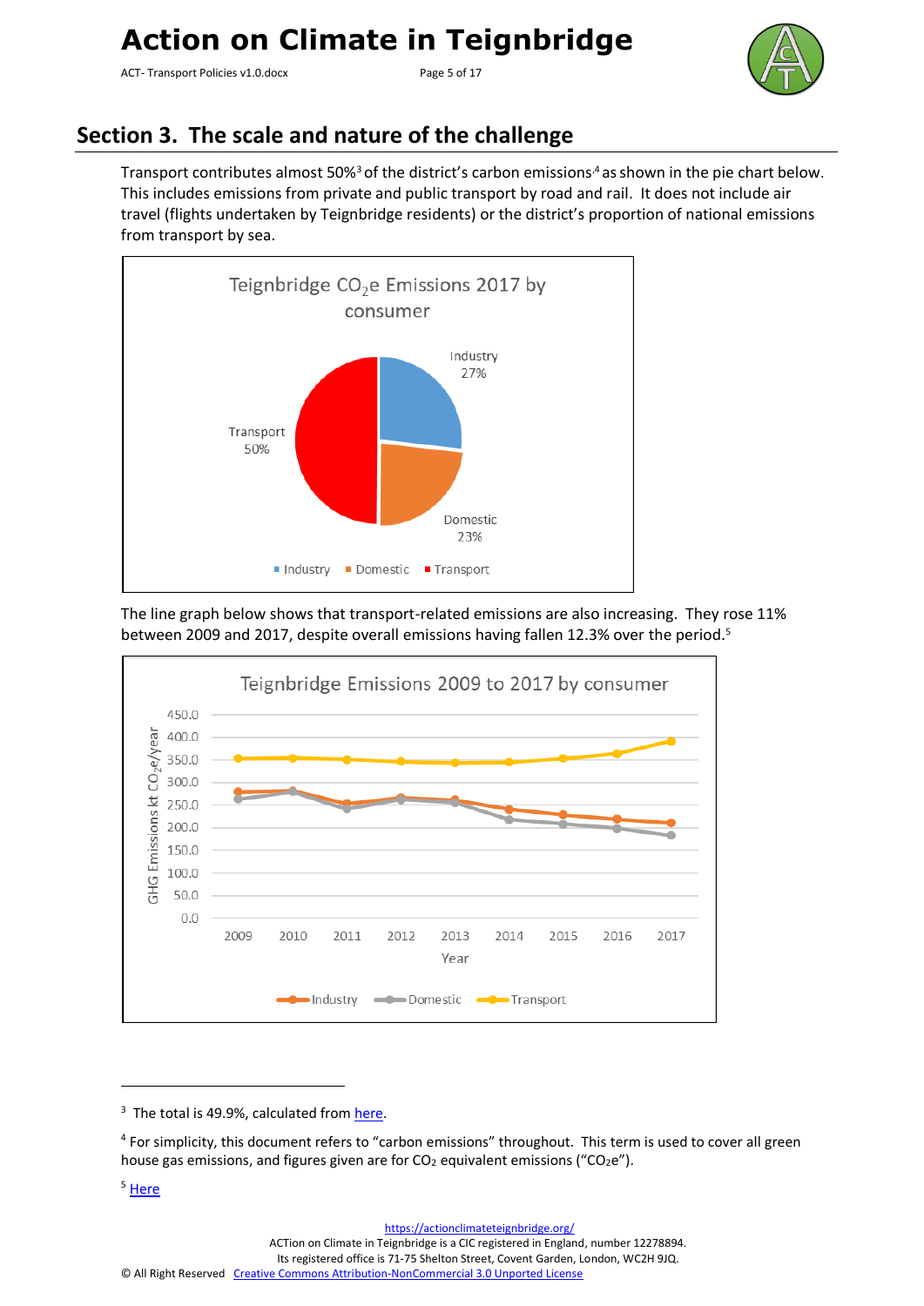## Section 3. The scale and nature of the challenge

Transport contributes almost 50%[3] of the district's carbon emissions[4] as shown in the pie chart below. This includes emissions from private and public transport by road and rail. It does not include air travel (flights undertaken by Teignbridge residents) or the district's proportion of national emissions from transport by sea.

Teignbridge $CO_2e$ Emissions 2017 by consumer

Industry 27%

Domestic 23%

Transport 50%

The line graph below shows that transport-related emissions are also increasing. They rose 11% between 2009 and 2017, despite overall emissions having fallen 12.3% over the period.[5]

Teignbridge Emissions 2009 to 2017 by consumer

GHG Emissions kt $CO_2e$/year

Year

Industry, Domestic, Transport

---

[3] The total is 49.9%, calculated from here.

[4] For simplicity, this document refers to "carbon emissions" throughout. This term is used to cover all green house gas emissions, and figures given are for $CO_2$ equivalent emissions ("$CO_2e$").

[5] Here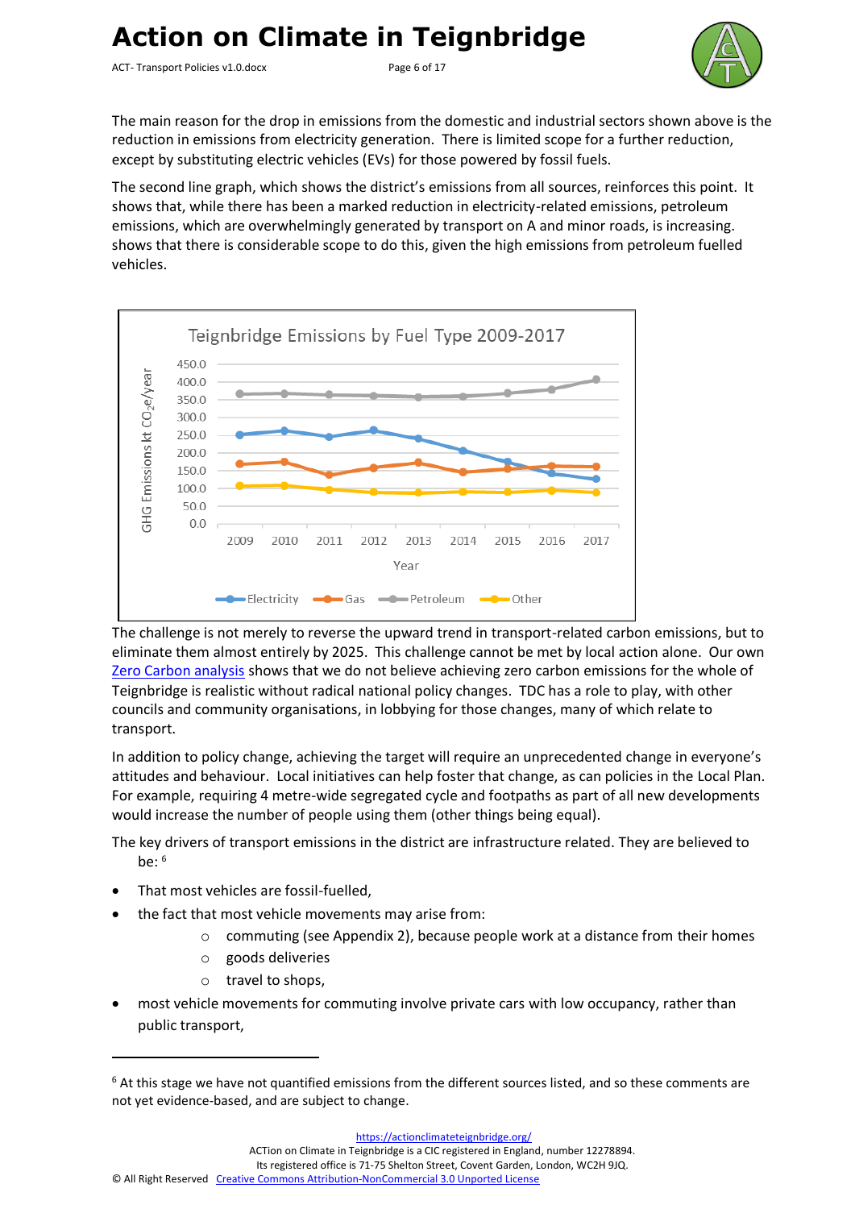The main reason for the drop in emissions from the domestic and industrial sectors shown above is the reduction in emissions from electricity generation. There is limited scope for a further reduction, except by substituting electric vehicles (EVs) for those powered by fossil fuels.

The second line graph, which shows the district's emissions from all sources, reinforces this point. It shows that, while there has been a marked reduction in electricity-related emissions, petroleum emissions, which are overwhelmingly generated by transport on A and minor roads, is increasing. shows that there is considerable scope to do this, given the high emissions from petroleum fuelled vehicles.

The challenge is not merely to reverse the upward trend in transport-related carbon emissions, but to eliminate them almost entirely by 2025. This challenge cannot be met by local action alone. Our own [Zero Carbon analysis] shows that we do not believe achieving zero carbon emissions for the whole of Teignbridge is realistic without radical national policy changes. TDC has a role to play, with other councils and community organisations, in lobbying for those changes, many of which relate to transport.

In addition to policy change, achieving the target will require an unprecedented change in everyone's attitudes and behaviour. Local initiatives can help foster that change, as can policies in the Local Plan. For example, requiring 4 metre-wide segregated cycle and footpaths as part of all new developments would increase the number of people using them (other things being equal).

The key drivers of transport emissions in the district are infrastructure related. They are believed to be: [6]

- That most vehicles are fossil-fuelled,
- the fact that most vehicle movements may arise from:
  - commuting (see Appendix 2), because people work at a distance from their homes
  - goods deliveries
  - travel to shops,
- most vehicle movements for commuting involve private cars with low occupancy, rather than public transport,

---

[6] At this stage we have not quantified emissions from the different sources listed, and so these comments are not yet evidence-based, and are subject to change.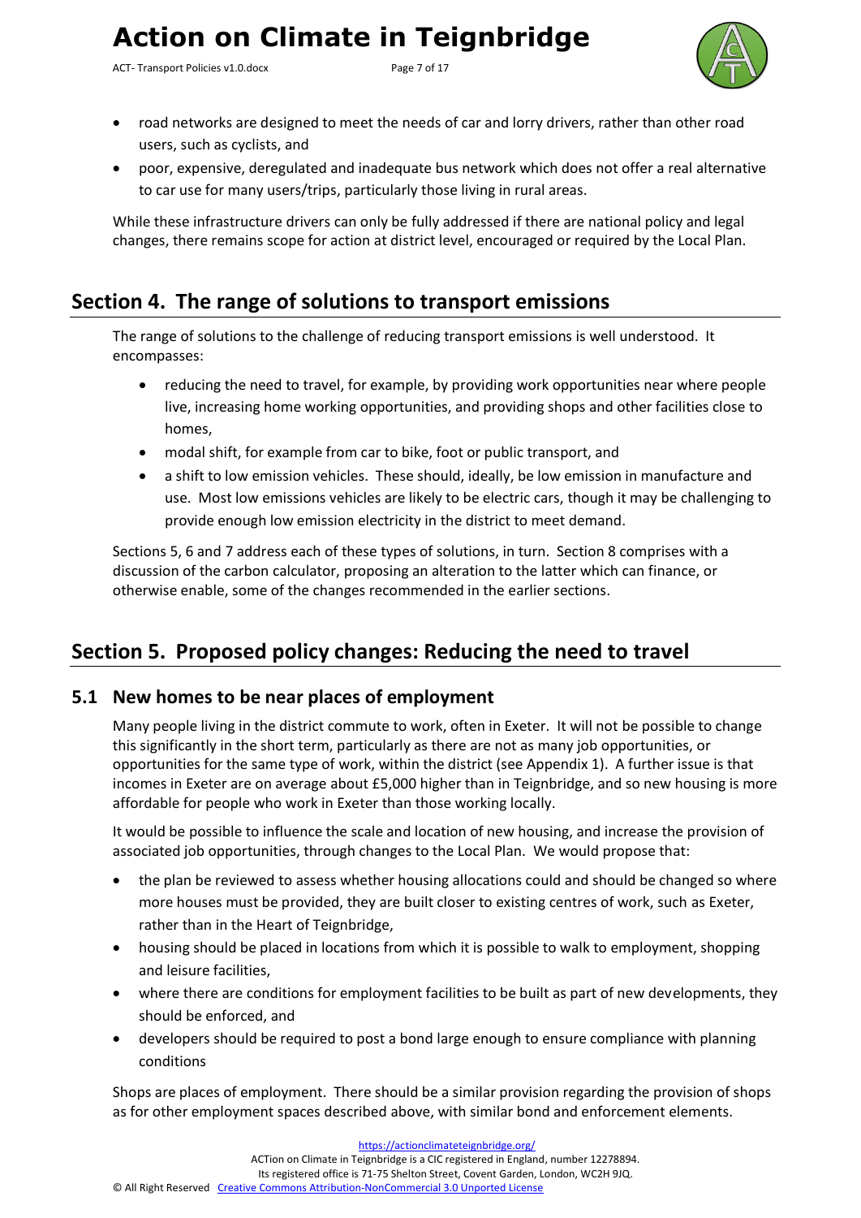- road networks are designed to meet the needs of car and lorry drivers, rather than other road users, such as cyclists, and
- poor, expensive, deregulated and inadequate bus network which does not offer a real alternative to car use for many users/trips, particularly those living in rural areas.

While these infrastructure drivers can only be fully addressed if there are national policy and legal changes, there remains scope for action at district level, encouraged or required by the Local Plan.

## Section 4. The range of solutions to transport emissions

The range of solutions to the challenge of reducing transport emissions is well understood. It encompasses:

- reducing the need to travel, for example, by providing work opportunities near where people live, increasing home working opportunities, and providing shops and other facilities close to homes,
- modal shift, for example from car to bike, foot or public transport, and
- a shift to low emission vehicles. These should, ideally, be low emission in manufacture and use. Most low emissions vehicles are likely to be electric cars, though it may be challenging to provide enough low emission electricity in the district to meet demand.

Sections 5, 6 and 7 address each of these types of solutions, in turn. Section 8 comprises with a discussion of the carbon calculator, proposing an alteration to the latter which can finance, or otherwise enable, some of the changes recommended in the earlier sections.

## Section 5. Proposed policy changes: Reducing the need to travel

### 5.1 New homes to be near places of employment

Many people living in the district commute to work, often in Exeter. It will not be possible to change this significantly in the short term, particularly as there are not as many job opportunities, or opportunities for the same type of work, within the district (see Appendix 1). A further issue is that incomes in Exeter are on average about £5,000 higher than in Teignbridge, and so new housing is more affordable for people who work in Exeter than those working locally.

It would be possible to influence the scale and location of new housing, and increase the provision of associated job opportunities, through changes to the Local Plan. We would propose that:

- the plan be reviewed to assess whether housing allocations could and should be changed so where more houses must be provided, they are built closer to existing centres of work, such as Exeter, rather than in the Heart of Teignbridge,
- housing should be placed in locations from which it is possible to walk to employment, shopping and leisure facilities,
- where there are conditions for employment facilities to be built as part of new developments, they should be enforced, and
- developers should be required to post a bond large enough to ensure compliance with planning conditions

Shops are places of employment. There should be a similar provision regarding the provision of shops as for other employment spaces described above, with similar bond and enforcement elements.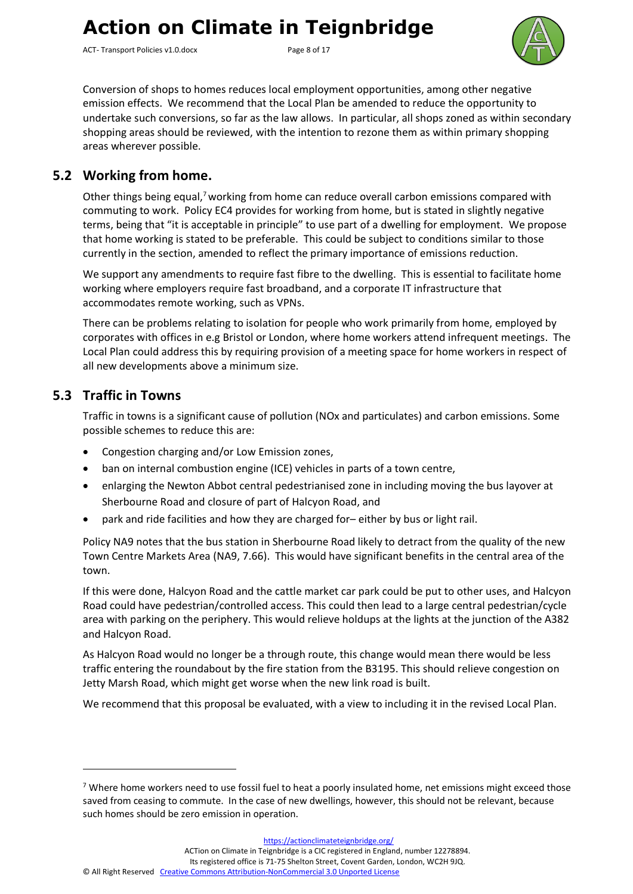Conversion of shops to homes reduces local employment opportunities, among other negative emission effects. We recommend that the Local Plan be amended to reduce the opportunity to undertake such conversions, so far as the law allows. In particular, all shops zoned as within secondary shopping areas should be reviewed, with the intention to rezone them as within primary shopping areas wherever possible.

## 5.2 Working from home.

Other things being equal,[7] working from home can reduce overall carbon emissions compared with commuting to work. Policy EC4 provides for working from home, but is stated in slightly negative terms, being that "it is acceptable in principle" to use part of a dwelling for employment. We propose that home working is stated to be preferable. This could be subject to conditions similar to those currently in the section, amended to reflect the primary importance of emissions reduction.

We support any amendments to require fast fibre to the dwelling. This is essential to facilitate home working where employers require fast broadband, and a corporate IT infrastructure that accommodates remote working, such as VPNs.

There can be problems relating to isolation for people who work primarily from home, employed by corporates with offices in e.g Bristol or London, where home workers attend infrequent meetings. The Local Plan could address this by requiring provision of a meeting space for home workers in respect of all new developments above a minimum size.

## 5.3 Traffic in Towns

Traffic in towns is a significant cause of pollution (NOx and particulates) and carbon emissions. Some possible schemes to reduce this are:

- Congestion charging and/or Low Emission zones,
- ban on internal combustion engine (ICE) vehicles in parts of a town centre,
- enlarging the Newton Abbot central pedestrianised zone in including moving the bus layover at Sherbourne Road and closure of part of Halcyon Road, and
- park and ride facilities and how they are charged for– either by bus or light rail.

Policy NA9 notes that the bus station in Sherbourne Road likely to detract from the quality of the new Town Centre Markets Area (NA9, 7.66). This would have significant benefits in the central area of the town.

If this were done, Halcyon Road and the cattle market car park could be put to other uses, and Halcyon Road could have pedestrian/controlled access. This could then lead to a large central pedestrian/cycle area with parking on the periphery. This would relieve holdups at the lights at the junction of the A382 and Halcyon Road.

As Halcyon Road would no longer be a through route, this change would mean there would be less traffic entering the roundabout by the fire station from the B3195. This should relieve congestion on Jetty Marsh Road, which might get worse when the new link road is built.

We recommend that this proposal be evaluated, with a view to including it in the revised Local Plan.

---

[7] Where home workers need to use fossil fuel to heat a poorly insulated home, net emissions might exceed those saved from ceasing to commute. In the case of new dwellings, however, this should not be relevant, because such homes should be zero emission in operation.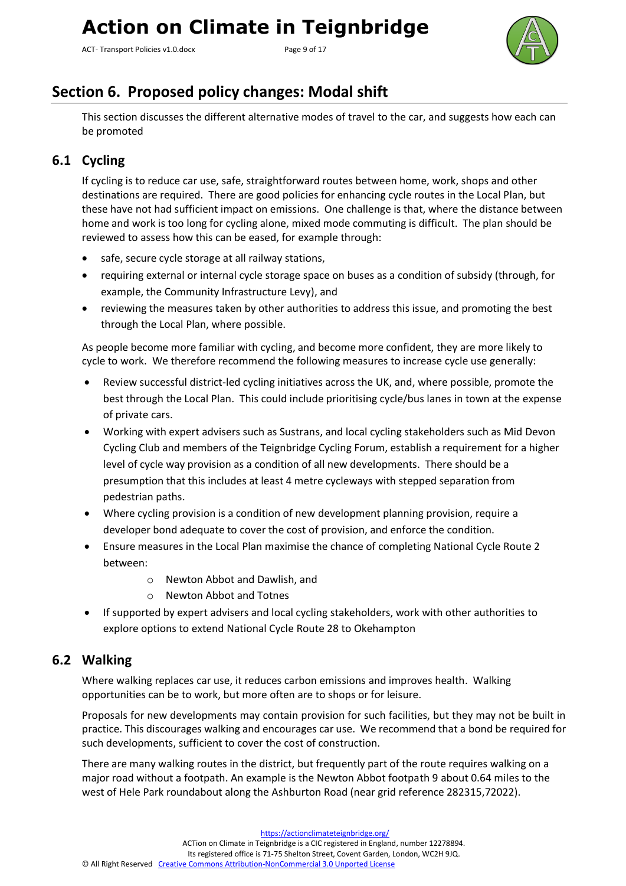## Section 6. Proposed policy changes: Modal shift

This section discusses the different alternative modes of travel to the car, and suggests how each can be promoted

### 6.1 Cycling

If cycling is to reduce car use, safe, straightforward routes between home, work, shops and other destinations are required. There are good policies for enhancing cycle routes in the Local Plan, but these have not had sufficient impact on emissions. One challenge is that, where the distance between home and work is too long for cycling alone, mixed mode commuting is difficult. The plan should be reviewed to assess how this can be eased, for example through:

- safe, secure cycle storage at all railway stations,
- requiring external or internal cycle storage space on buses as a condition of subsidy (through, for example, the Community Infrastructure Levy), and
- reviewing the measures taken by other authorities to address this issue, and promoting the best through the Local Plan, where possible.

As people become more familiar with cycling, and become more confident, they are more likely to cycle to work. We therefore recommend the following measures to increase cycle use generally:

- Review successful district-led cycling initiatives across the UK, and, where possible, promote the best through the Local Plan. This could include prioritising cycle/bus lanes in town at the expense of private cars.
- Working with expert advisers such as Sustrans, and local cycling stakeholders such as Mid Devon Cycling Club and members of the Teignbridge Cycling Forum, establish a requirement for a higher level of cycle way provision as a condition of all new developments. There should be a presumption that this includes at least 4 metre cycleways with stepped separation from pedestrian paths.
- Where cycling provision is a condition of new development planning provision, require a developer bond adequate to cover the cost of provision, and enforce the condition.
- Ensure measures in the Local Plan maximise the chance of completing National Cycle Route 2 between:
  - Newton Abbot and Dawlish, and
  - Newton Abbot and Totnes
- If supported by expert advisers and local cycling stakeholders, work with other authorities to explore options to extend National Cycle Route 28 to Okehampton

### 6.2 Walking

Where walking replaces car use, it reduces carbon emissions and improves health. Walking opportunities can be to work, but more often are to shops or for leisure.

Proposals for new developments may contain provision for such facilities, but they may not be built in practice. This discourages walking and encourages car use. We recommend that a bond be required for such developments, sufficient to cover the cost of construction.

There are many walking routes in the district, but frequently part of the route requires walking on a major road without a footpath. An example is the Newton Abbot footpath 9 about 0.64 miles to the west of Hele Park roundabout along the Ashburton Road (near grid reference 282315,72022).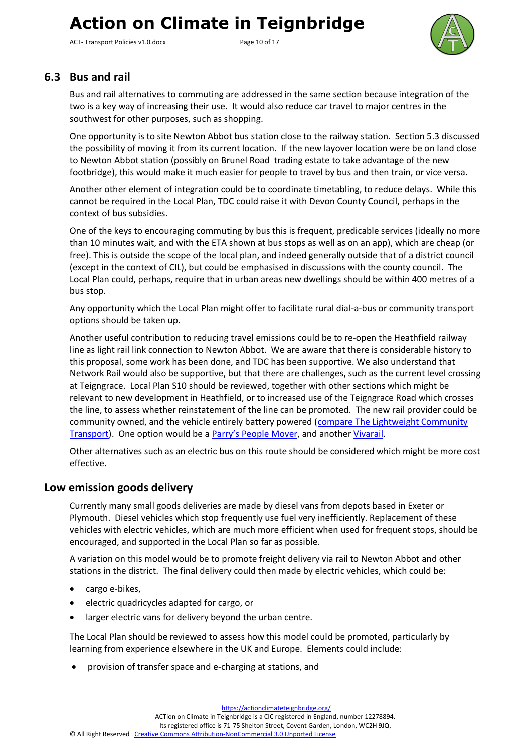## 6.3 Bus and rail

Bus and rail alternatives to commuting are addressed in the same section because integration of the two is a key way of increasing their use. It would also reduce car travel to major centres in the southwest for other purposes, such as shopping.

One opportunity is to site Newton Abbot bus station close to the railway station. Section 5.3 discussed the possibility of moving it from its current location. If the new layover location were be on land close to Newton Abbot station (possibly on Brunel Road trading estate to take advantage of the new footbridge), this would make it much easier for people to travel by bus and then train, or vice versa.

Another other element of integration could be to coordinate timetabling, to reduce delays. While this cannot be required in the Local Plan, TDC could raise it with Devon County Council, perhaps in the context of bus subsidies.

One of the keys to encouraging commuting by bus this is frequent, predicable services (ideally no more than 10 minutes wait, and with the ETA shown at bus stops as well as on an app), which are cheap (or free). This is outside the scope of the local plan, and indeed generally outside that of a district council (except in the context of CIL), but could be emphasised in discussions with the county council. The Local Plan could, perhaps, require that in urban areas new dwellings should be within 400 metres of a bus stop.

Any opportunity which the Local Plan might offer to facilitate rural dial-a-bus or community transport options should be taken up.

Another useful contribution to reducing travel emissions could be to re-open the Heathfield railway line as light rail link connection to Newton Abbot. We are aware that there is considerable history to this proposal, some work has been done, and TDC has been supportive. We also understand that Network Rail would also be supportive, but that there are challenges, such as the current level crossing at Teigngrace. Local Plan S10 should be reviewed, together with other sections which might be relevant to new development in Heathfield, or to increased use of the Teigngrace Road which crosses the line, to assess whether reinstatement of the line can be promoted. The new rail provider could be community owned, and the vehicle entirely battery powered (compare The Lightweight Community Transport). One option would be a Parry's People Mover, and another Vivarail.

Other alternatives such as an electric bus on this route should be considered which might be more cost effective.

## Low emission goods delivery

Currently many small goods deliveries are made by diesel vans from depots based in Exeter or Plymouth. Diesel vehicles which stop frequently use fuel very inefficiently. Replacement of these vehicles with electric vehicles, which are much more efficient when used for frequent stops, should be encouraged, and supported in the Local Plan so far as possible.

A variation on this model would be to promote freight delivery via rail to Newton Abbot and other stations in the district. The final delivery could then made by electric vehicles, which could be:

- cargo e-bikes,
- electric quadricycles adapted for cargo, or
- larger electric vans for delivery beyond the urban centre.

The Local Plan should be reviewed to assess how this model could be promoted, particularly by learning from experience elsewhere in the UK and Europe. Elements could include:

- provision of transfer space and e-charging at stations, and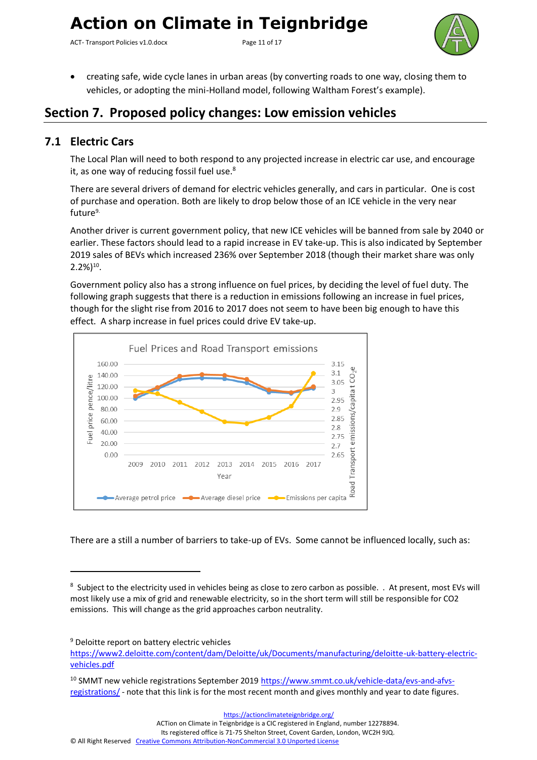- creating safe, wide cycle lanes in urban areas (by converting roads to one way, closing them to vehicles, or adopting the mini-Holland model, following Waltham Forest's example).

## Section 7. Proposed policy changes: Low emission vehicles

### 7.1 Electric Cars

The Local Plan will need to both respond to any projected increase in electric car use, and encourage it, as one way of reducing fossil fuel use.[8]

There are several drivers of demand for electric vehicles generally, and cars in particular. One is cost of purchase and operation. Both are likely to drop below those of an ICE vehicle in the very near future[9].

Another driver is current government policy, that new ICE vehicles will be banned from sale by 2040 or earlier. These factors should lead to a rapid increase in EV take-up. This is also indicated by September 2019 sales of BEVs which increased 236% over September 2018 (though their market share was only 2.2%)[10].

Government policy also has a strong influence on fuel prices, by deciding the level of fuel duty. The following graph suggests that there is a reduction in emissions following an increase in fuel prices, though for the slight rise from 2016 to 2017 does not seem to have been big enough to have this effect. A sharp increase in fuel prices could drive EV take-up.

There are a still a number of barriers to take-up of EVs. Some cannot be influenced locally, such as:

---

[8] Subject to the electricity used in vehicles being as close to zero carbon as possible. . At present, most EVs will most likely use a mix of grid and renewable electricity, so in the short term will still be responsible for CO2 emissions. This will change as the grid approaches carbon neutrality.

[9] Deloitte report on battery electric vehicles https://www2.deloitte.com/content/dam/Deloitte/uk/Documents/manufacturing/deloitte-uk-battery-electric-vehicles.pdf

[10] SMMT new vehicle registrations September 2019 https://www.smmt.co.uk/vehicle-data/evs-and-afvs-registrations/ - note that this link is for the most recent month and gives monthly and year to date figures.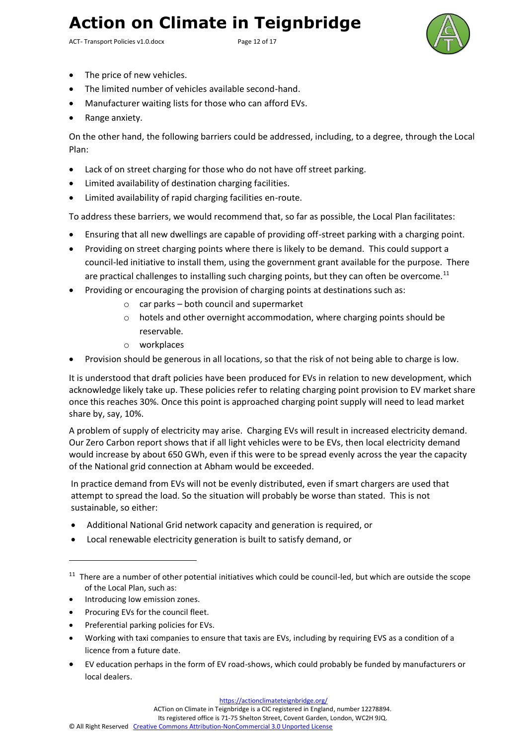- The price of new vehicles.
- The limited number of vehicles available second-hand.
- Manufacturer waiting lists for those who can afford EVs.
- Range anxiety.

On the other hand, the following barriers could be addressed, including, to a degree, through the Local Plan:

- Lack of on street charging for those who do not have off street parking.
- Limited availability of destination charging facilities.
- Limited availability of rapid charging facilities en-route.

To address these barriers, we would recommend that, so far as possible, the Local Plan facilitates:

- Ensuring that all new dwellings are capable of providing off-street parking with a charging point.
- Providing on street charging points where there is likely to be demand. This could support a council-led initiative to install them, using the government grant available for the purpose. There are practical challenges to installing such charging points, but they can often be overcome.[11]
- Providing or encouraging the provision of charging points at destinations such as:
  - car parks – both council and supermarket
  - hotels and other overnight accommodation, where charging points should be reservable.
  - workplaces
- Provision should be generous in all locations, so that the risk of not being able to charge is low.

It is understood that draft policies have been produced for EVs in relation to new development, which acknowledge likely take up. These policies refer to relating charging point provision to EV market share once this reaches 30%. Once this point is approached charging point supply will need to lead market share by, say, 10%.

A problem of supply of electricity may arise. Charging EVs will result in increased electricity demand. Our Zero Carbon report shows that if all light vehicles were to be EVs, then local electricity demand would increase by about 650 GWh, even if this were to be spread evenly across the year the capacity of the National grid connection at Abham would be exceeded.

In practice demand from EVs will not be evenly distributed, even if smart chargers are used that attempt to spread the load. So the situation will probably be worse than stated. This is not sustainable, so either:

- Additional National Grid network capacity and generation is required, or
- Local renewable electricity generation is built to satisfy demand, or

---

[11] There are a number of other potential initiatives which could be council-led, but which are outside the scope of the Local Plan, such as:

- Introducing low emission zones.
- Procuring EVs for the council fleet.
- Preferential parking policies for EVs.
- Working with taxi companies to ensure that taxis are EVs, including by requiring EVS as a condition of a licence from a future date.
- EV education perhaps in the form of EV road-shows, which could probably be funded by manufacturers or local dealers.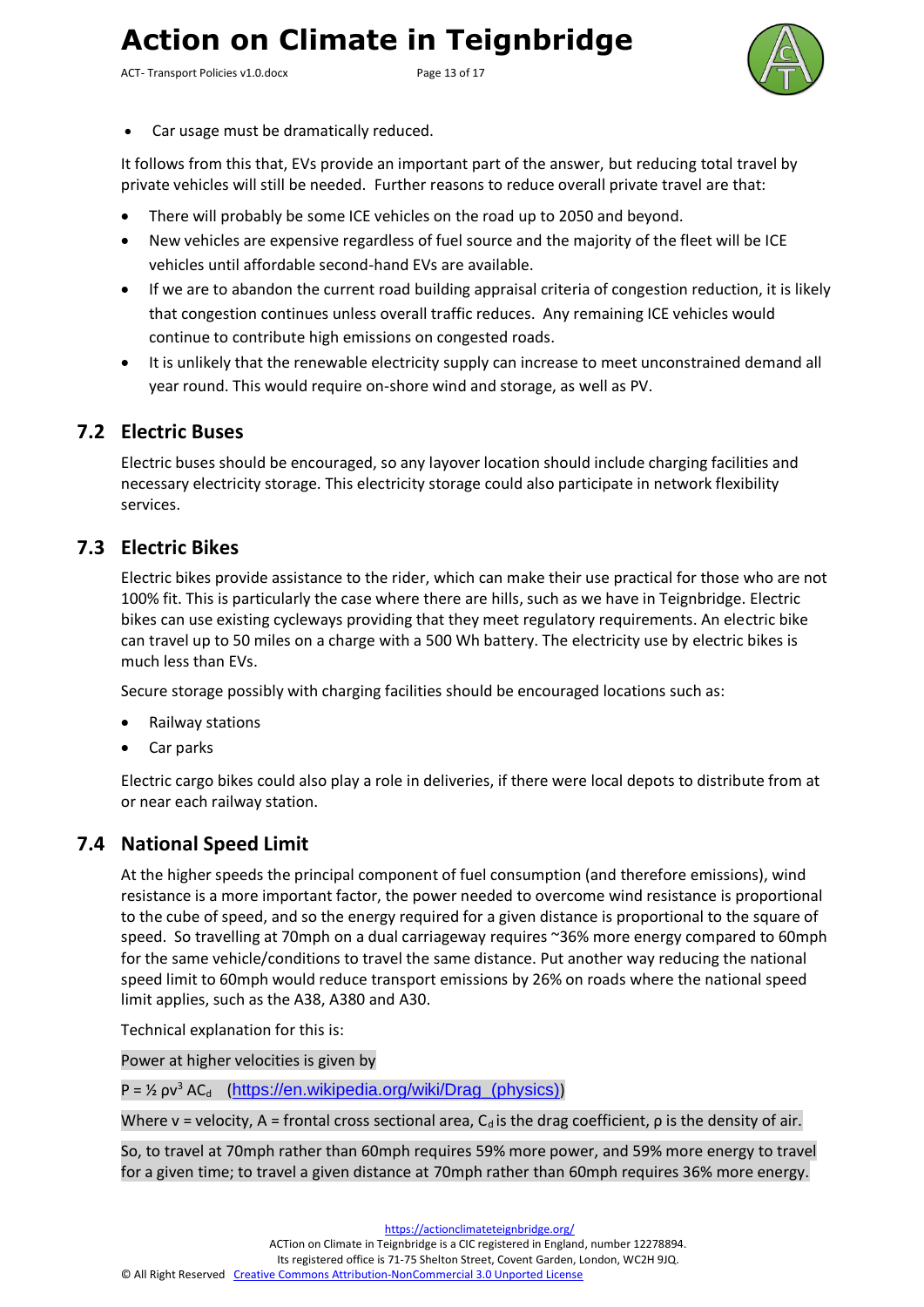- Car usage must be dramatically reduced.

It follows from this that, EVs provide an important part of the answer, but reducing total travel by private vehicles will still be needed. Further reasons to reduce overall private travel are that:

- There will probably be some ICE vehicles on the road up to 2050 and beyond.
- New vehicles are expensive regardless of fuel source and the majority of the fleet will be ICE vehicles until affordable second-hand EVs are available.
- If we are to abandon the current road building appraisal criteria of congestion reduction, it is likely that congestion continues unless overall traffic reduces. Any remaining ICE vehicles would continue to contribute high emissions on congested roads.
- It is unlikely that the renewable electricity supply can increase to meet unconstrained demand all year round. This would require on-shore wind and storage, as well as PV.

## 7.2 Electric Buses

Electric buses should be encouraged, so any layover location should include charging facilities and necessary electricity storage. This electricity storage could also participate in network flexibility services.

## 7.3 Electric Bikes

Electric bikes provide assistance to the rider, which can make their use practical for those who are not 100% fit. This is particularly the case where there are hills, such as we have in Teignbridge. Electric bikes can use existing cycleways providing that they meet regulatory requirements. An electric bike can travel up to 50 miles on a charge with a 500 Wh battery. The electricity use by electric bikes is much less than EVs.

Secure storage possibly with charging facilities should be encouraged locations such as:

- Railway stations
- Car parks

Electric cargo bikes could also play a role in deliveries, if there were local depots to distribute from at or near each railway station.

## 7.4 National Speed Limit

At the higher speeds the principal component of fuel consumption (and therefore emissions), wind resistance is a more important factor, the power needed to overcome wind resistance is proportional to the cube of speed, and so the energy required for a given distance is proportional to the square of speed. So travelling at 70mph on a dual carriageway requires ~36% more energy compared to 60mph for the same vehicle/conditions to travel the same distance. Put another way reducing the national speed limit to 60mph would reduce transport emissions by 26% on roads where the national speed limit applies, such as the A38, A380 and A30.

Technical explanation for this is:

Power at higher velocities is given by

$P = \frac{1}{2} \rho v^3 A C_d$ (https://en.wikipedia.org/wiki/Drag_(physics))

Where v = velocity, A = frontal cross sectional area, $C_d$ is the drag coefficient, ρ is the density of air.

So, to travel at 70mph rather than 60mph requires 59% more power, and 59% more energy to travel for a given time; to travel a given distance at 70mph rather than 60mph requires 36% more energy.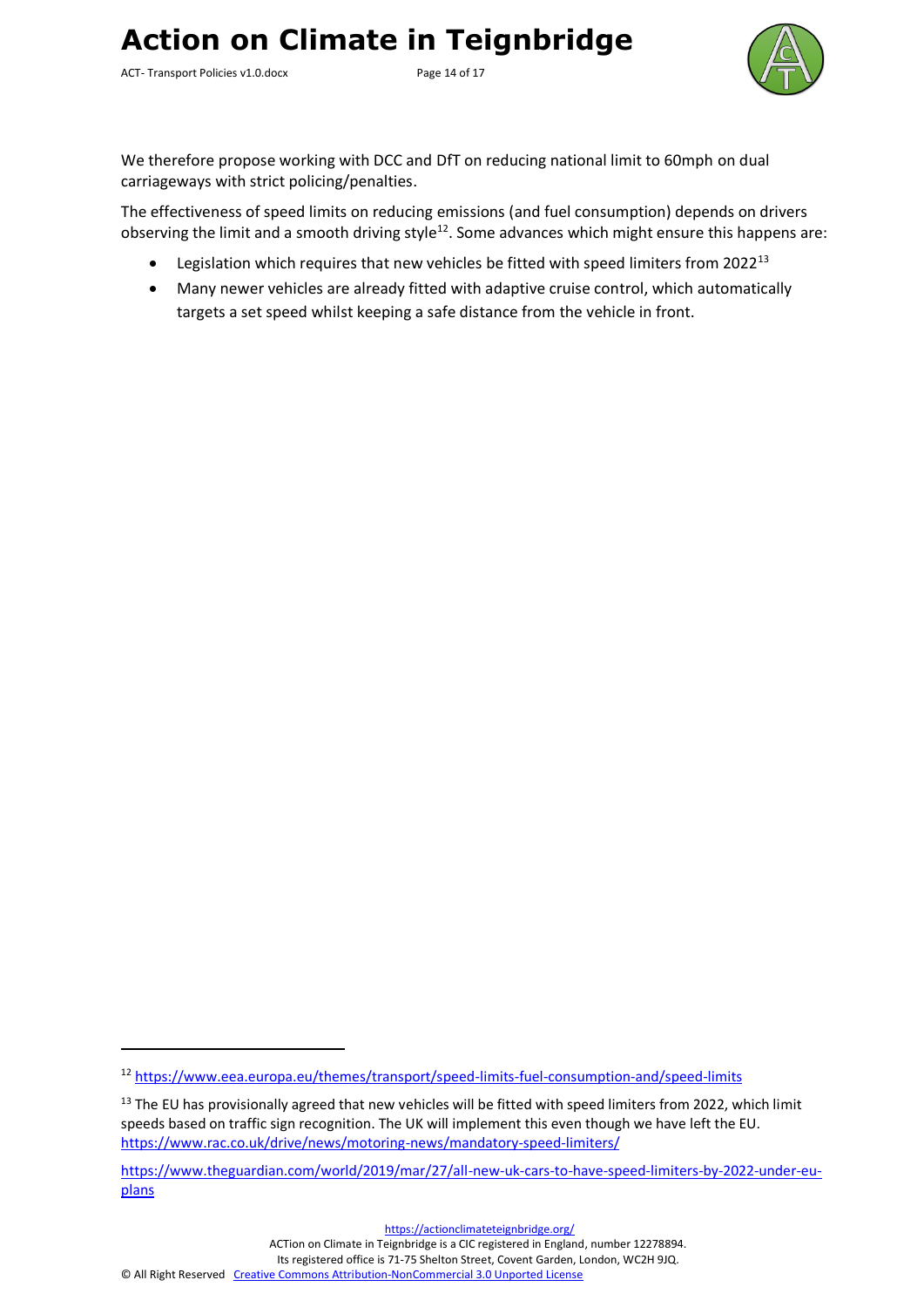We therefore propose working with DCC and DfT on reducing national limit to 60mph on dual carriageways with strict policing/penalties.

The effectiveness of speed limits on reducing emissions (and fuel consumption) depends on drivers observing the limit and a smooth driving style[12]. Some advances which might ensure this happens are:

- Legislation which requires that new vehicles be fitted with speed limiters from 2022[13]
- Many newer vehicles are already fitted with adaptive cruise control, which automatically targets a set speed whilst keeping a safe distance from the vehicle in front.

---

[12] https://www.eea.europa.eu/themes/transport/speed-limits-fuel-consumption-and/speed-limits

[13] The EU has provisionally agreed that new vehicles will be fitted with speed limiters from 2022, which limit speeds based on traffic sign recognition. The UK will implement this even though we have left the EU. https://www.rac.co.uk/drive/news/motoring-news/mandatory-speed-limiters/

https://www.theguardian.com/world/2019/mar/27/all-new-uk-cars-to-have-speed-limiters-by-2022-under-eu-plans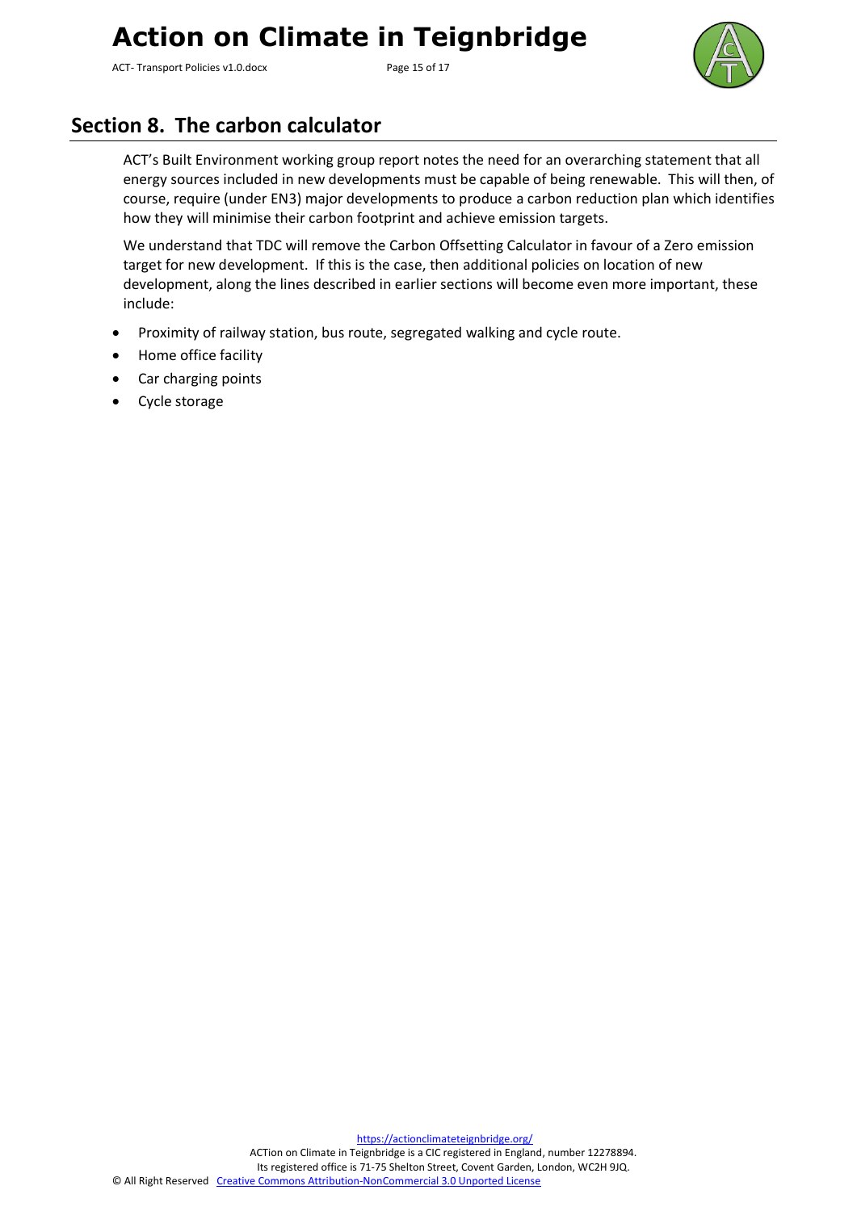## Section 8. The carbon calculator

ACT's Built Environment working group report notes the need for an overarching statement that all energy sources included in new developments must be capable of being renewable. This will then, of course, require (under EN3) major developments to produce a carbon reduction plan which identifies how they will minimise their carbon footprint and achieve emission targets.

We understand that TDC will remove the Carbon Offsetting Calculator in favour of a Zero emission target for new development. If this is the case, then additional policies on location of new development, along the lines described in earlier sections will become even more important, these include:

- Proximity of railway station, bus route, segregated walking and cycle route.
- Home office facility
- Car charging points
- Cycle storage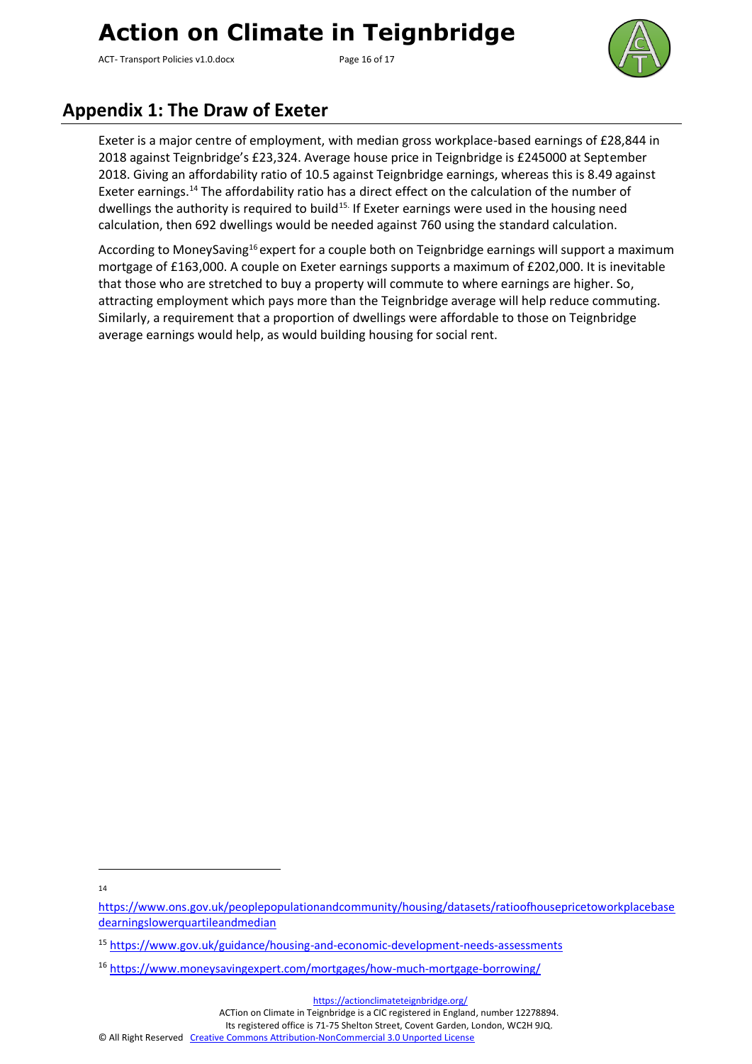## Appendix 1: The Draw of Exeter

Exeter is a major centre of employment, with median gross workplace-based earnings of £28,844 in 2018 against Teignbridge's £23,324. Average house price in Teignbridge is £245000 at September 2018. Giving an affordability ratio of 10.5 against Teignbridge earnings, whereas this is 8.49 against Exeter earnings.[14] The affordability ratio has a direct effect on the calculation of the number of dwellings the authority is required to build[15]. If Exeter earnings were used in the housing need calculation, then 692 dwellings would be needed against 760 using the standard calculation.

According to MoneySaving[16] expert for a couple both on Teignbridge earnings will support a maximum mortgage of £163,000. A couple on Exeter earnings supports a maximum of £202,000. It is inevitable that those who are stretched to buy a property will commute to where earnings are higher. So, attracting employment which pays more than the Teignbridge average will help reduce commuting. Similarly, a requirement that a proportion of dwellings were affordable to those on Teignbridge average earnings would help, as would building housing for social rent.

---

[14] https://www.ons.gov.uk/peoplepopulationandcommunity/housing/datasets/ratioofhousepricetoworkplacebasedearningslowerquartileandmedian

[15] https://www.gov.uk/guidance/housing-and-economic-development-needs-assessments

[16] https://www.moneysavingexpert.com/mortgages/how-much-mortgage-borrowing/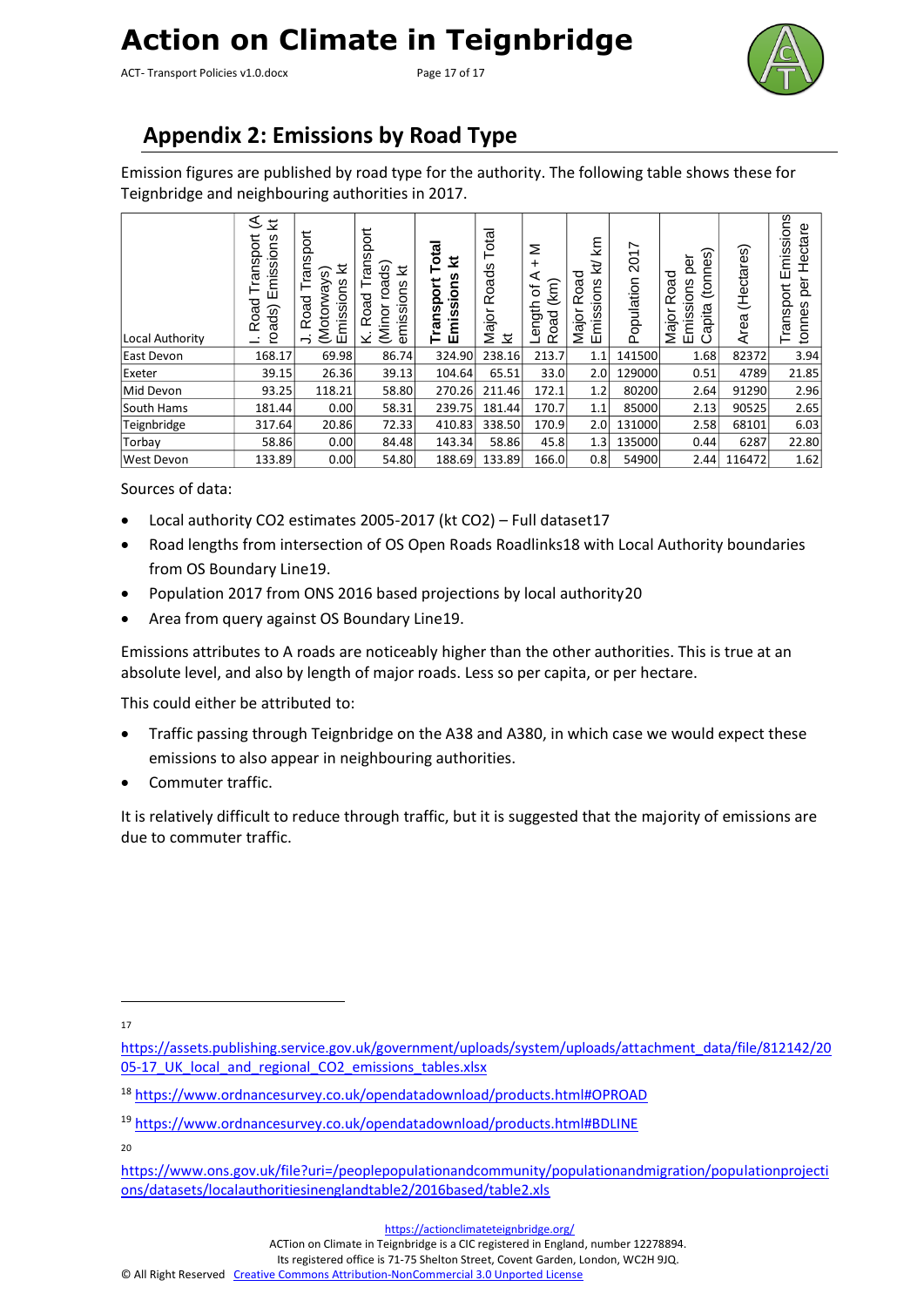## Appendix 2: Emissions by Road Type

Emission figures are published by road type for the authority. The following table shows these for Teignbridge and neighbouring authorities in 2017.

| Local Authority | I. Road Transport (A roads) Emissions kt | J. Road Transport (Motorways) Emissions kt | K. Road Transport (Minor roads) emissions kt | **Transport Total Emissions kt** | Major Roads Total kt | Length of A + M Road (km) | Major Road Emissions kt/ km | Population 2017 | Major Road Emissions per Capita (tonnes) | Area (Hectares) | Transport Emissions tonnes per Hectare |
|---|---|---|---|---|---|---|---|---|---|---|---|
| East Devon | 168.17 | 69.98 | 86.74 | 324.90 | 238.16 | 213.7 | 1.1 | 141500 | 1.68 | 82372 | 3.94 |
| Exeter | 39.15 | 26.36 | 39.13 | 104.64 | 65.51 | 33.0 | 2.0 | 129000 | 0.51 | 4789 | 21.85 |
| Mid Devon | 93.25 | 118.21 | 58.80 | 270.26 | 211.46 | 172.1 | 1.2 | 80200 | 2.64 | 91290 | 2.96 |
| South Hams | 181.44 | 0.00 | 58.31 | 239.75 | 181.44 | 170.7 | 1.1 | 85000 | 2.13 | 90525 | 2.65 |
| Teignbridge | 317.64 | 20.86 | 72.33 | 410.83 | 338.50 | 170.9 | 2.0 | 131000 | 2.58 | 68101 | 6.03 |
| Torbay | 58.86 | 0.00 | 84.48 | 143.34 | 58.86 | 45.8 | 1.3 | 135000 | 0.44 | 6287 | 22.80 |
| West Devon | 133.89 | 0.00 | 54.80 | 188.69 | 133.89 | 166.0 | 0.8 | 54900 | 2.44 | 116472 | 1.62 |

Sources of data:

- Local authority CO2 estimates 2005-2017 (kt CO2) – Full dataset[17]
- Road lengths from intersection of OS Open Roads Roadlinks[18] with Local Authority boundaries from OS Boundary Line[19].
- Population 2017 from ONS 2016 based projections by local authority[20]
- Area from query against OS Boundary Line[19].

Emissions attributes to A roads are noticeably higher than the other authorities. This is true at an absolute level, and also by length of major roads. Less so per capita, or per hectare.

This could either be attributed to:

- Traffic passing through Teignbridge on the A38 and A380, in which case we would expect these emissions to also appear in neighbouring authorities.
- Commuter traffic.

It is relatively difficult to reduce through traffic, but it is suggested that the majority of emissions are due to commuter traffic.

---

[17] https://assets.publishing.service.gov.uk/government/uploads/system/uploads/attachment_data/file/812142/2005-17_UK_local_and_regional_CO2_emissions_tables.xlsx

[18] https://www.ordnancesurvey.co.uk/opendatadownload/products.html#OPROAD

[19] https://www.ordnancesurvey.co.uk/opendatadownload/products.html#BDLINE

[20] https://www.ons.gov.uk/file?uri=/peoplepopulationandcommunity/populationandmigration/populationprojections/datasets/localauthoritiesinenglandtable2/2016based/table2.xls